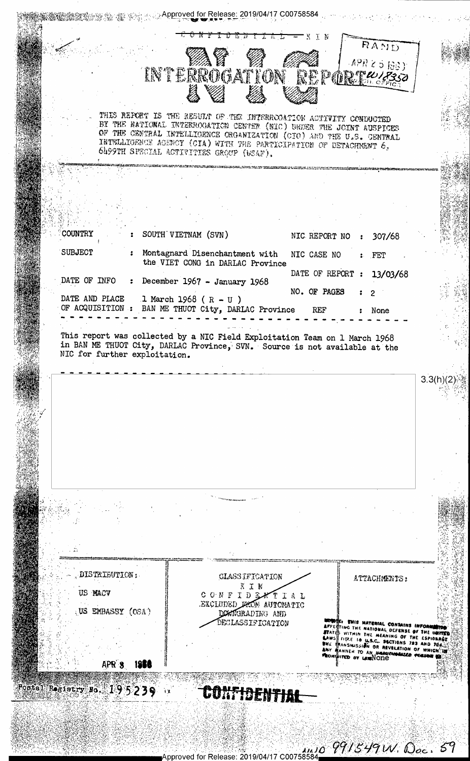Approved for Release: 2019/04/17 C00758584

CONFIDENTIAL - KIN

RAND
APR 25 1968
W18350

# NIC INTERROGATION REPORT

THIS REPORT IS THE RESULT OF THE INTERROGATION ACTIVITY CONDUCTED BY THE NATIONAL INTERROGATION CENTER (NIC) UNDER THE JOINT AUSPICES OF THE CENTRAL INTELLIGENCE ORGANIZATION (CIO) AND THE U.S. CENTRAL INTELLIGENCE AGENCY (CIA) WITH THE PARTICIPATION OF DETACHMENT 6, 6499TH SPECIAL ACTIVITIES GROUP (USAF).

| | | | |
|---|---|---|---|
| COUNTRY : SOUTH VIETNAM (SVN) | | NIC REPORT NO | : 307/68 |
| SUBJECT : Montagnard Disenchantment with the VIET CONG in DARLAC Province | | NIC CASE NO | : FET |
| DATE OF INFO : December 1967 - January 1968 | | DATE OF REPORT | : 13/03/68 |
| DATE AND PLACE OF ACQUISITION : 1 March 1968 ( R - U ) BAN ME THUOT City, DARLAC Province | | NO. OF PAGES | : 2 |
| | | REF | : None |

This report was collected by a NIC Field Exploitation Team on 1 March 1968 in BAN ME THUOT City, DARLAC Province, SVN. Source is not available at the NIC for further exploitation.

3.3(h)(2)

| DISTRIBUTION: | CLASSIFICATION | ATTACHMENTS: |
|---|---|---|
| US MACV | KIN | None |
| US EMBASSY (OSA) | CONFIDENTIAL | |
| | EXCLUDED FROM AUTOMATIC DOWNGRADING AND DECLASSIFICATION | |

NOTICE: THIS MATERIAL CONTAINS INFORMATION AFFECTING THE NATIONAL DEFENSE OF THE UNITED STATES WITHIN THE MEANING OF THE ESPIONAGE LAWS, TITLE 18 U.S.C., SECTIONS 793 AND 794, THE TRANSMISSION OR REVELATION OF WHICH IN ANY MANNER TO AN UNAUTHORIZED PERSON IS PROHIBITED BY LAW.

APR 3 1968

Postal Registry No. 195239

CONFIDENTIAL

AID 991549W. Doc. 59

Approved for Release: 2019/04/17 C00758584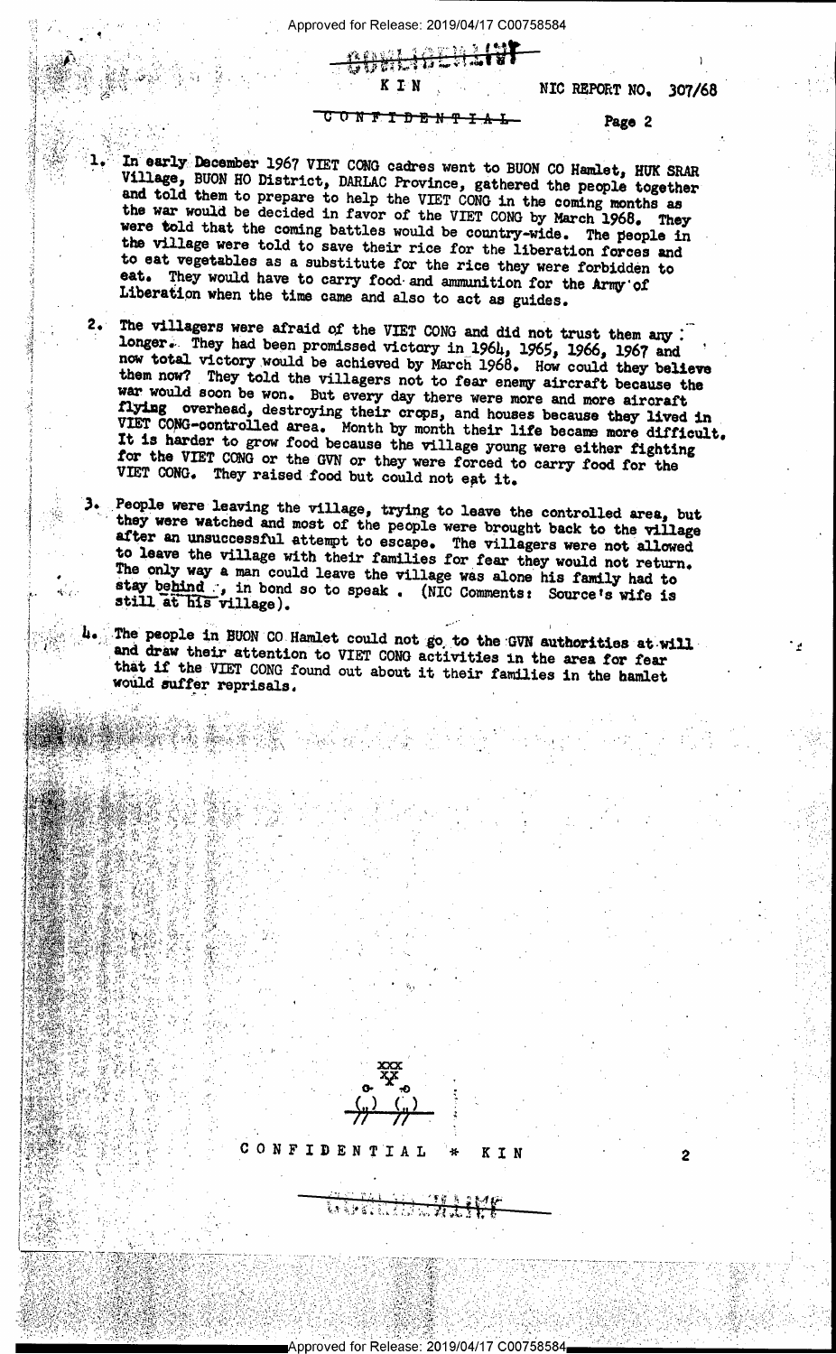KIN NIC REPORT NO. 307/68

CONFIDENTIAL

1. In early December 1967 VIET CONG cadres went to BUON CO Hamlet, HUK SRAR Village, BUON HO District, DARLAC Province, gathered the people together and told them to prepare to help the VIET CONG in the coming months as the war would be decided in favor of the VIET CONG by March 1968. They were told that the coming battles would be country-wide. The people in the village were told to save their rice for the liberation forces and to eat vegetables as a substitute for the rice they were forbidden to eat. They would have to carry food and ammunition for the Army of Liberation when the time came and also to act as guides.

2. The villagers were afraid of the VIET CONG and did not trust them any longer. They had been promissed victory in 1964, 1965, 1966, 1967 and now total victory would be achieved by March 1968. How could they believe them now? They told the villagers not to fear enemy aircraft because the war would soon be won. But every day there were more and more aircraft flying overhead, destroying their crops, and houses because they lived in VIET CONG-controlled area. Month by month their life became more difficult. It is harder to grow food because the village young were either fighting for the VIET CONG or the GVN or they were forced to carry food for the VIET CONG. They raised food but could not eat it.

3. People were leaving the village, trying to leave the controlled area, but they were watched and most of the people were brought back to the village after an unsuccessful attempt to escape. The villagers were not allowed to leave the village with their families for fear they would not return. The only way a man could leave the village was alone his family had to stay behind, in bond so to speak. (NIC Comments: Source's wife is still at his village).

4. The people in BUON CO Hamlet could not go to the GVN authorities at will and draw their attention to VIET CONG activities in the area for fear that if the VIET CONG found out about it their families in the hamlet would suffer reprisals.

XXX
XX

CONFIDENTIAL * KIN